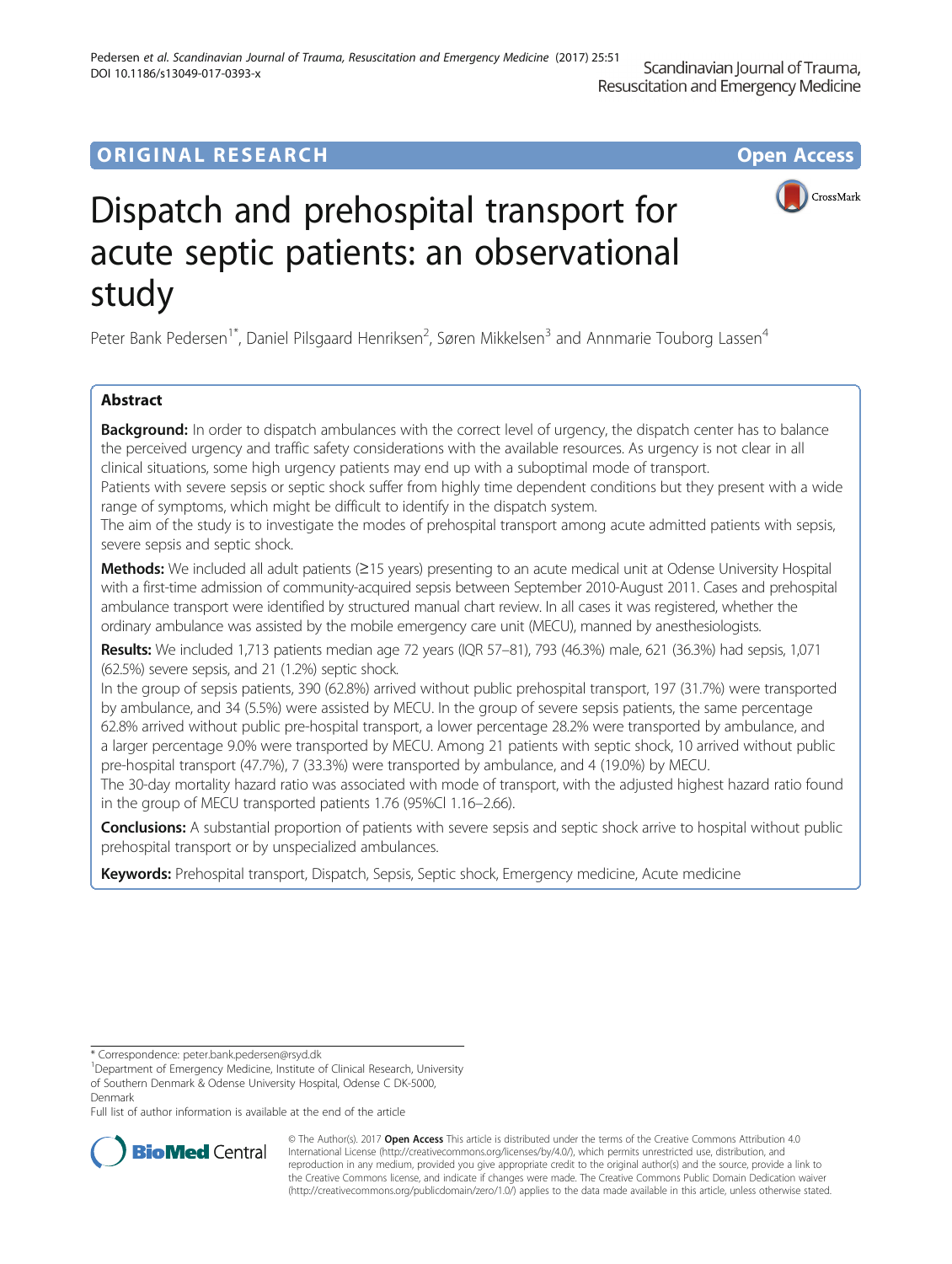ORIGINAL RESEARCH | Open Access

# Dispatch and prehospital transport for acute septic patients: an observational study

Peter Bank Pedersen[1*], Daniel Pilsgaard Henriksen[2], Søren Mikkelsen[3] and Annmarie Touborg Lassen[4]

## Abstract

**Background:** In order to dispatch ambulances with the correct level of urgency, the dispatch center has to balance the perceived urgency and traffic safety considerations with the available resources. As urgency is not clear in all clinical situations, some high urgency patients may end up with a suboptimal mode of transport.

Patients with severe sepsis or septic shock suffer from highly time dependent conditions but they present with a wide range of symptoms, which might be difficult to identify in the dispatch system.

The aim of the study is to investigate the modes of prehospital transport among acute admitted patients with sepsis, severe sepsis and septic shock.

**Methods:** We included all adult patients (≥15 years) presenting to an acute medical unit at Odense University Hospital with a first-time admission of community-acquired sepsis between September 2010-August 2011. Cases and prehospital ambulance transport were identified by structured manual chart review. In all cases it was registered, whether the ordinary ambulance was assisted by the mobile emergency care unit (MECU), manned by anesthesiologists.

**Results:** We included 1,713 patients median age 72 years (IQR 57–81), 793 (46.3%) male, 621 (36.3%) had sepsis, 1,071 (62.5%) severe sepsis, and 21 (1.2%) septic shock.

In the group of sepsis patients, 390 (62.8%) arrived without public prehospital transport, 197 (31.7%) were transported by ambulance, and 34 (5.5%) were assisted by MECU. In the group of severe sepsis patients, the same percentage 62.8% arrived without public pre-hospital transport, a lower percentage 28.2% were transported by ambulance, and a larger percentage 9.0% were transported by MECU. Among 21 patients with septic shock, 10 arrived without public pre-hospital transport (47.7%), 7 (33.3%) were transported by ambulance, and 4 (19.0%) by MECU.

The 30-day mortality hazard ratio was associated with mode of transport, with the adjusted highest hazard ratio found in the group of MECU transported patients 1.76 (95%CI 1.16–2.66).

**Conclusions:** A substantial proportion of patients with severe sepsis and septic shock arrive to hospital without public prehospital transport or by unspecialized ambulances.

**Keywords:** Prehospital transport, Dispatch, Sepsis, Septic shock, Emergency medicine, Acute medicine

\* Correspondence: peter.bank.pedersen@rsyd.dk
[1]Department of Emergency Medicine, Institute of Clinical Research, University of Southern Denmark & Odense University Hospital, Odense C DK-5000, Denmark
Full list of author information is available at the end of the article

© The Author(s). 2017 **Open Access** This article is distributed under the terms of the Creative Commons Attribution 4.0 International License (http://creativecommons.org/licenses/by/4.0/), which permits unrestricted use, distribution, and reproduction in any medium, provided you give appropriate credit to the original author(s) and the source, provide a link to the Creative Commons license, and indicate if changes were made. The Creative Commons Public Domain Dedication waiver (http://creativecommons.org/publicdomain/zero/1.0/) applies to the data made available in this article, unless otherwise stated.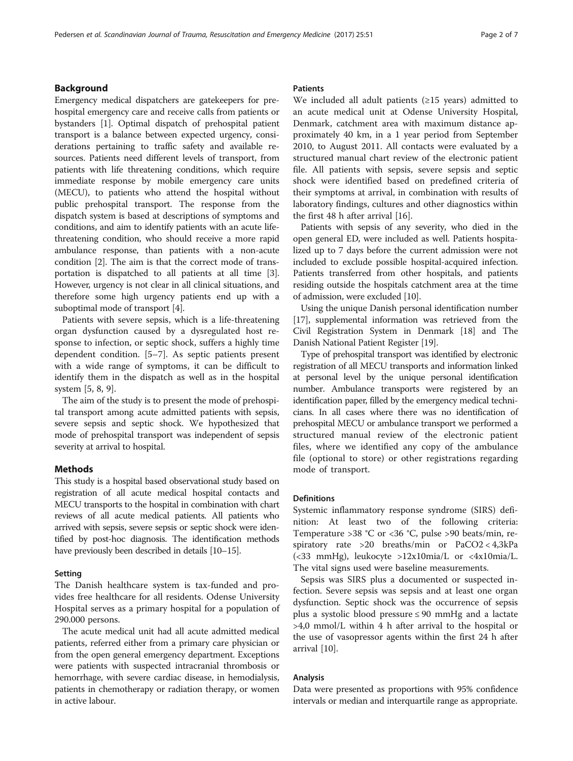## Background

Emergency medical dispatchers are gatekeepers for prehospital emergency care and receive calls from patients or bystanders [1]. Optimal dispatch of prehospital patient transport is a balance between expected urgency, considerations pertaining to traffic safety and available resources. Patients need different levels of transport, from patients with life threatening conditions, which require immediate response by mobile emergency care units (MECU), to patients who attend the hospital without public prehospital transport. The response from the dispatch system is based at descriptions of symptoms and conditions, and aim to identify patients with an acute life-threatening condition, who should receive a more rapid ambulance response, than patients with a non-acute condition [2]. The aim is that the correct mode of transportation is dispatched to all patients at all time [3]. However, urgency is not clear in all clinical situations, and therefore some high urgency patients end up with a suboptimal mode of transport [4].

Patients with severe sepsis, which is a life-threatening organ dysfunction caused by a dysregulated host response to infection, or septic shock, suffers a highly time dependent condition. [5–7]. As septic patients present with a wide range of symptoms, it can be difficult to identify them in the dispatch as well as in the hospital system [5, 8, 9].

The aim of the study is to present the mode of prehospital transport among acute admitted patients with sepsis, severe sepsis and septic shock. We hypothesized that mode of prehospital transport was independent of sepsis severity at arrival to hospital.

## Methods

This study is a hospital based observational study based on registration of all acute medical hospital contacts and MECU transports to the hospital in combination with chart reviews of all acute medical patients. All patients who arrived with sepsis, severe sepsis or septic shock were identified by post-hoc diagnosis. The identification methods have previously been described in details [10–15].

### Setting

The Danish healthcare system is tax-funded and provides free healthcare for all residents. Odense University Hospital serves as a primary hospital for a population of 290.000 persons.

The acute medical unit had all acute admitted medical patients, referred either from a primary care physician or from the open general emergency department. Exceptions were patients with suspected intracranial thrombosis or hemorrhage, with severe cardiac disease, in hemodialysis, patients in chemotherapy or radiation therapy, or women in active labour.

### Patients

We included all adult patients (≥15 years) admitted to an acute medical unit at Odense University Hospital, Denmark, catchment area with maximum distance approximately 40 km, in a 1 year period from September 2010, to August 2011. All contacts were evaluated by a structured manual chart review of the electronic patient file. All patients with sepsis, severe sepsis and septic shock were identified based on predefined criteria of their symptoms at arrival, in combination with results of laboratory findings, cultures and other diagnostics within the first 48 h after arrival [16].

Patients with sepsis of any severity, who died in the open general ED, were included as well. Patients hospitalized up to 7 days before the current admission were not included to exclude possible hospital-acquired infection. Patients transferred from other hospitals, and patients residing outside the hospitals catchment area at the time of admission, were excluded [10].

Using the unique Danish personal identification number [17], supplemental information was retrieved from the Civil Registration System in Denmark [18] and The Danish National Patient Register [19].

Type of prehospital transport was identified by electronic registration of all MECU transports and information linked at personal level by the unique personal identification number. Ambulance transports were registered by an identification paper, filled by the emergency medical technicians. In all cases where there was no identification of prehospital MECU or ambulance transport we performed a structured manual review of the electronic patient files, where we identified any copy of the ambulance file (optional to store) or other registrations regarding mode of transport.

### Definitions

Systemic inflammatory response syndrome (SIRS) definition: At least two of the following criteria: Temperature >38 °C or <36 °C, pulse >90 beats/min, respiratory rate >20 breaths/min or $PaCO_2$ < 4,3kPa (<33 mmHg), leukocyte >12x10mia/L or <4x10mia/L. The vital signs used were baseline measurements.

Sepsis was SIRS plus a documented or suspected infection. Severe sepsis was sepsis and at least one organ dysfunction. Septic shock was the occurrence of sepsis plus a systolic blood pressure ≤ 90 mmHg and a lactate >4,0 mmol/L within 4 h after arrival to the hospital or the use of vasopressor agents within the first 24 h after arrival [10].

### Analysis

Data were presented as proportions with 95% confidence intervals or median and interquartile range as appropriate.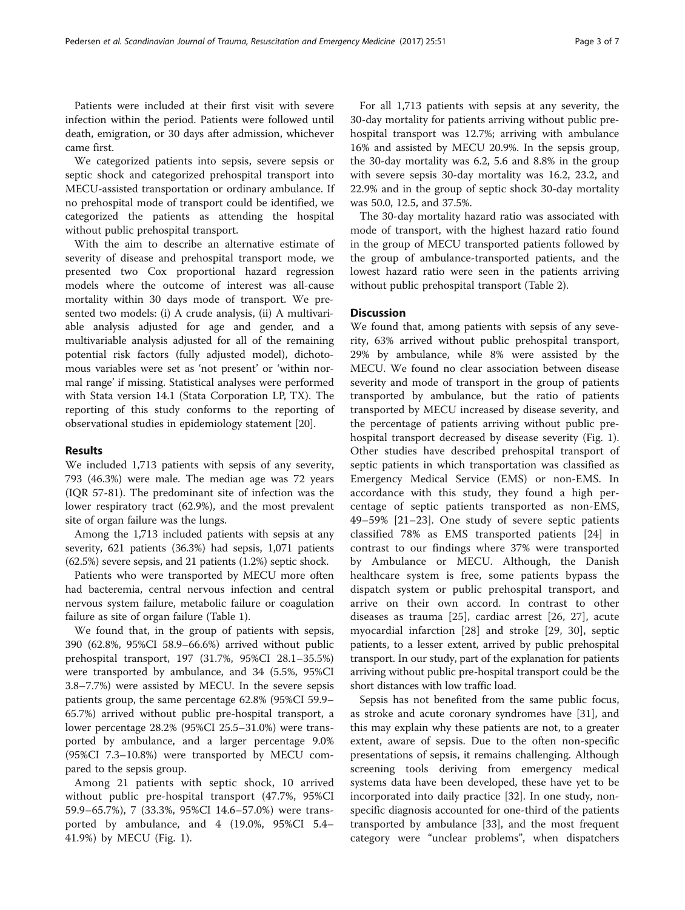Patients were included at their first visit with severe infection within the period. Patients were followed until death, emigration, or 30 days after admission, whichever came first.

We categorized patients into sepsis, severe sepsis or septic shock and categorized prehospital transport into MECU-assisted transportation or ordinary ambulance. If no prehospital mode of transport could be identified, we categorized the patients as attending the hospital without public prehospital transport.

With the aim to describe an alternative estimate of severity of disease and prehospital transport mode, we presented two Cox proportional hazard regression models where the outcome of interest was all-cause mortality within 30 days mode of transport. We presented two models: (i) A crude analysis, (ii) A multivariable analysis adjusted for age and gender, and a multivariable analysis adjusted for all of the remaining potential risk factors (fully adjusted model), dichotomous variables were set as 'not present' or 'within normal range' if missing. Statistical analyses were performed with Stata version 14.1 (Stata Corporation LP, TX). The reporting of this study conforms to the reporting of observational studies in epidemiology statement [20].

## Results

We included 1,713 patients with sepsis of any severity, 793 (46.3%) were male. The median age was 72 years (IQR 57-81). The predominant site of infection was the lower respiratory tract (62.9%), and the most prevalent site of organ failure was the lungs.

Among the 1,713 included patients with sepsis at any severity, 621 patients (36.3%) had sepsis, 1,071 patients (62.5%) severe sepsis, and 21 patients (1.2%) septic shock.

Patients who were transported by MECU more often had bacteremia, central nervous infection and central nervous system failure, metabolic failure or coagulation failure as site of organ failure (Table 1).

We found that, in the group of patients with sepsis, 390 (62.8%, 95%CI 58.9–66.6%) arrived without public prehospital transport, 197 (31.7%, 95%CI 28.1–35.5%) were transported by ambulance, and 34 (5.5%, 95%CI 3.8–7.7%) were assisted by MECU. In the severe sepsis patients group, the same percentage 62.8% (95%CI 59.9–65.7%) arrived without public pre-hospital transport, a lower percentage 28.2% (95%CI 25.5–31.0%) were transported by ambulance, and a larger percentage 9.0% (95%CI 7.3–10.8%) were transported by MECU compared to the sepsis group.

Among 21 patients with septic shock, 10 arrived without public pre-hospital transport (47.7%, 95%CI 59.9–65.7%), 7 (33.3%, 95%CI 14.6–57.0%) were transported by ambulance, and 4 (19.0%, 95%CI 5.4–41.9%) by MECU (Fig. 1).

For all 1,713 patients with sepsis at any severity, the 30-day mortality for patients arriving without public prehospital transport was 12.7%; arriving with ambulance 16% and assisted by MECU 20.9%. In the sepsis group, the 30-day mortality was 6.2, 5.6 and 8.8% in the group with severe sepsis 30-day mortality was 16.2, 23.2, and 22.9% and in the group of septic shock 30-day mortality was 50.0, 12.5, and 37.5%.

The 30-day mortality hazard ratio was associated with mode of transport, with the highest hazard ratio found in the group of MECU transported patients followed by the group of ambulance-transported patients, and the lowest hazard ratio were seen in the patients arriving without public prehospital transport (Table 2).

## Discussion

We found that, among patients with sepsis of any severity, 63% arrived without public prehospital transport, 29% by ambulance, while 8% were assisted by the MECU. We found no clear association between disease severity and mode of transport in the group of patients transported by ambulance, but the ratio of patients transported by MECU increased by disease severity, and the percentage of patients arriving without public prehospital transport decreased by disease severity (Fig. 1). Other studies have described prehospital transport of septic patients in which transportation was classified as Emergency Medical Service (EMS) or non-EMS. In accordance with this study, they found a high percentage of septic patients transported as non-EMS, 49–59% [21–23]. One study of severe septic patients classified 78% as EMS transported patients [24] in contrast to our findings where 37% were transported by Ambulance or MECU. Although, the Danish healthcare system is free, some patients bypass the dispatch system or public prehospital transport, and arrive on their own accord. In contrast to other diseases as trauma [25], cardiac arrest [26, 27], acute myocardial infarction [28] and stroke [29, 30], septic patients, to a lesser extent, arrived by public prehospital transport. In our study, part of the explanation for patients arriving without public pre-hospital transport could be the short distances with low traffic load.

Sepsis has not benefited from the same public focus, as stroke and acute coronary syndromes have [31], and this may explain why these patients are not, to a greater extent, aware of sepsis. Due to the often non-specific presentations of sepsis, it remains challenging. Although screening tools deriving from emergency medical systems data have been developed, these have yet to be incorporated into daily practice [32]. In one study, non-specific diagnosis accounted for one-third of the patients transported by ambulance [33], and the most frequent category were "unclear problems", when dispatchers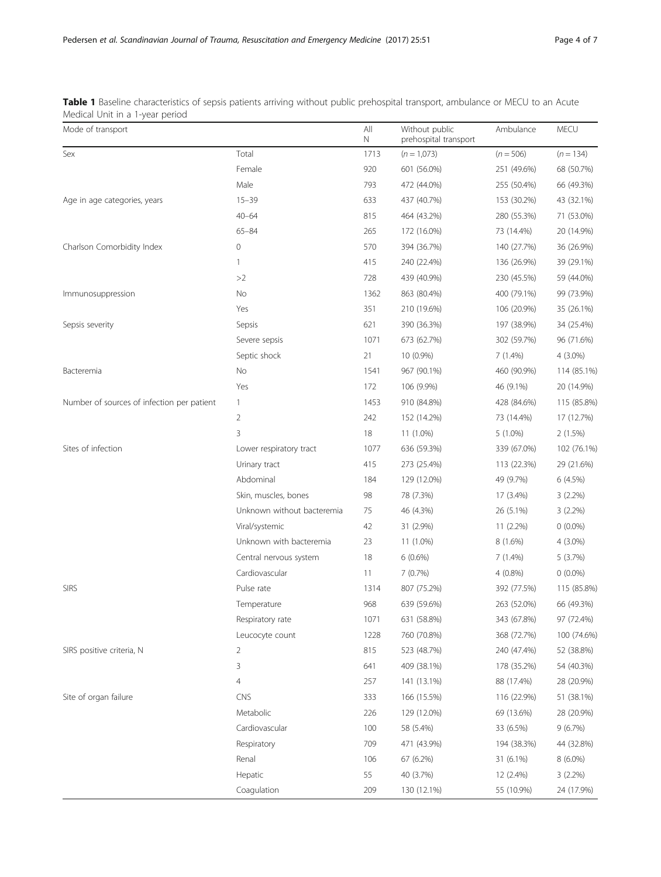**Table 1** Baseline characteristics of sepsis patients arriving without public prehospital transport, ambulance or MECU to an Acute Medical Unit in a 1-year period

| Mode of transport | | All N | Without public prehospital transport | Ambulance | MECU |
|---|---|---|---|---|---|
| Sex | Total | 1713 | (*n* = 1,073) | (*n* = 506) | (*n* = 134) |
| | Female | 920 | 601 (56.0%) | 251 (49.6%) | 68 (50.7%) |
| | Male | 793 | 472 (44.0%) | 255 (50.4%) | 66 (49.3%) |
| Age in age categories, years | 15–39 | 633 | 437 (40.7%) | 153 (30.2%) | 43 (32.1%) |
| | 40–64 | 815 | 464 (43.2%) | 280 (55.3%) | 71 (53.0%) |
| | 65–84 | 265 | 172 (16.0%) | 73 (14.4%) | 20 (14.9%) |
| Charlson Comorbidity Index | 0 | 570 | 394 (36.7%) | 140 (27.7%) | 36 (26.9%) |
| | 1 | 415 | 240 (22.4%) | 136 (26.9%) | 39 (29.1%) |
| | >2 | 728 | 439 (40.9%) | 230 (45.5%) | 59 (44.0%) |
| Immunosuppression | No | 1362 | 863 (80.4%) | 400 (79.1%) | 99 (73.9%) |
| | Yes | 351 | 210 (19.6%) | 106 (20.9%) | 35 (26.1%) |
| Sepsis severity | Sepsis | 621 | 390 (36.3%) | 197 (38.9%) | 34 (25.4%) |
| | Severe sepsis | 1071 | 673 (62.7%) | 302 (59.7%) | 96 (71.6%) |
| | Septic shock | 21 | 10 (0.9%) | 7 (1.4%) | 4 (3.0%) |
| Bacteremia | No | 1541 | 967 (90.1%) | 460 (90.9%) | 114 (85.1%) |
| | Yes | 172 | 106 (9.9%) | 46 (9.1%) | 20 (14.9%) |
| Number of sources of infection per patient | 1 | 1453 | 910 (84.8%) | 428 (84.6%) | 115 (85.8%) |
| | 2 | 242 | 152 (14.2%) | 73 (14.4%) | 17 (12.7%) |
| | 3 | 18 | 11 (1.0%) | 5 (1.0%) | 2 (1.5%) |
| Sites of infection | Lower respiratory tract | 1077 | 636 (59.3%) | 339 (67.0%) | 102 (76.1%) |
| | Urinary tract | 415 | 273 (25.4%) | 113 (22.3%) | 29 (21.6%) |
| | Abdominal | 184 | 129 (12.0%) | 49 (9.7%) | 6 (4.5%) |
| | Skin, muscles, bones | 98 | 78 (7.3%) | 17 (3.4%) | 3 (2.2%) |
| | Unknown without bacteremia | 75 | 46 (4.3%) | 26 (5.1%) | 3 (2.2%) |
| | Viral/systemic | 42 | 31 (2.9%) | 11 (2.2%) | 0 (0.0%) |
| | Unknown with bacteremia | 23 | 11 (1.0%) | 8 (1.6%) | 4 (3.0%) |
| | Central nervous system | 18 | 6 (0.6%) | 7 (1.4%) | 5 (3.7%) |
| | Cardiovascular | 11 | 7 (0.7%) | 4 (0.8%) | 0 (0.0%) |
| SIRS | Pulse rate | 1314 | 807 (75.2%) | 392 (77.5%) | 115 (85.8%) |
| | Temperature | 968 | 639 (59.6%) | 263 (52.0%) | 66 (49.3%) |
| | Respiratory rate | 1071 | 631 (58.8%) | 343 (67.8%) | 97 (72.4%) |
| | Leucocyte count | 1228 | 760 (70.8%) | 368 (72.7%) | 100 (74.6%) |
| SIRS positive criteria, N | 2 | 815 | 523 (48.7%) | 240 (47.4%) | 52 (38.8%) |
| | 3 | 641 | 409 (38.1%) | 178 (35.2%) | 54 (40.3%) |
| | 4 | 257 | 141 (13.1%) | 88 (17.4%) | 28 (20.9%) |
| Site of organ failure | CNS | 333 | 166 (15.5%) | 116 (22.9%) | 51 (38.1%) |
| | Metabolic | 226 | 129 (12.0%) | 69 (13.6%) | 28 (20.9%) |
| | Cardiovascular | 100 | 58 (5.4%) | 33 (6.5%) | 9 (6.7%) |
| | Respiratory | 709 | 471 (43.9%) | 194 (38.3%) | 44 (32.8%) |
| | Renal | 106 | 67 (6.2%) | 31 (6.1%) | 8 (6.0%) |
| | Hepatic | 55 | 40 (3.7%) | 12 (2.4%) | 3 (2.2%) |
| | Coagulation | 209 | 130 (12.1%) | 55 (10.9%) | 24 (17.9%) |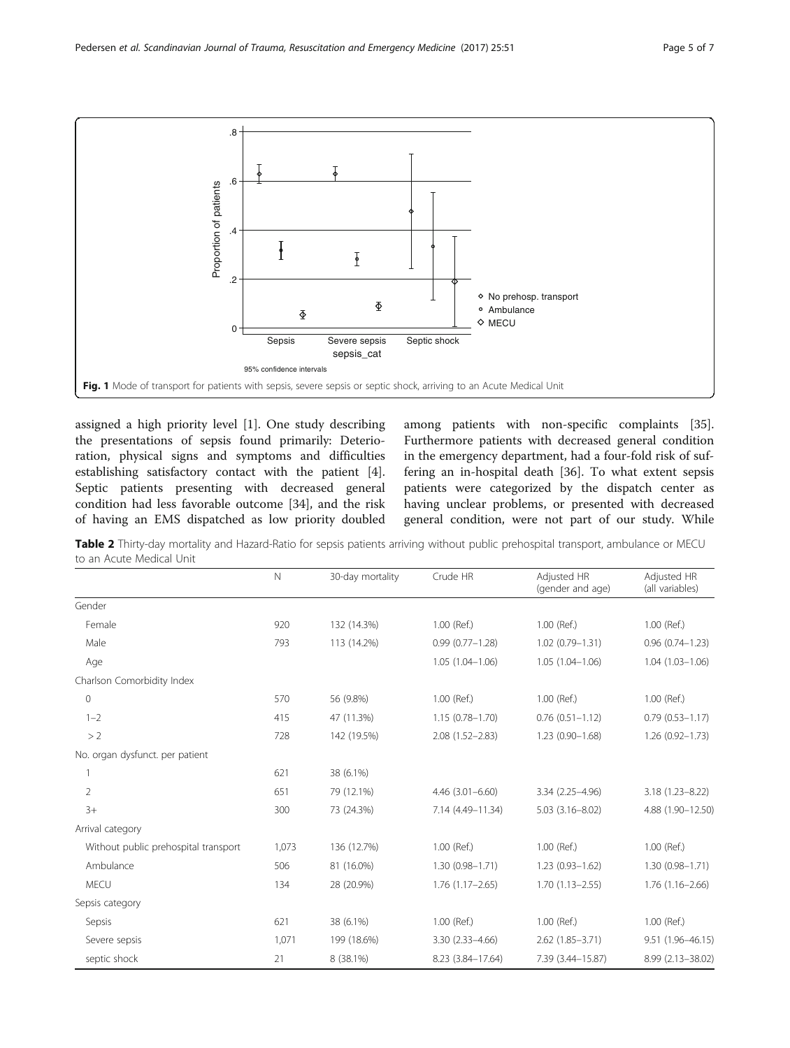Fig. 1 Mode of transport for patients with sepsis, severe sepsis or septic shock, arriving to an Acute Medical Unit

assigned a high priority level [1]. One study describing the presentations of sepsis found primarily: Deterioration, physical signs and symptoms and difficulties establishing satisfactory contact with the patient [4]. Septic patients presenting with decreased general condition had less favorable outcome [34], and the risk of having an EMS dispatched as low priority doubled among patients with non-specific complaints [35]. Furthermore patients with decreased general condition in the emergency department, had a four-fold risk of suffering an in-hospital death [36]. To what extent sepsis patients were categorized by the dispatch center as having unclear problems, or presented with decreased general condition, were not part of our study. While

**Table 2** Thirty-day mortality and Hazard-Ratio for sepsis patients arriving without public prehospital transport, ambulance or MECU to an Acute Medical Unit

| | N | 30-day mortality | Crude HR | Adjusted HR (gender and age) | Adjusted HR (all variables) |
|---|---|---|---|---|---|
| Gender | | | | | |
| Female | 920 | 132 (14.3%) | 1.00 (Ref.) | 1.00 (Ref.) | 1.00 (Ref.) |
| Male | 793 | 113 (14.2%) | 0.99 (0.77–1.28) | 1.02 (0.79–1.31) | 0.96 (0.74–1.23) |
| Age | | | 1.05 (1.04–1.06) | 1.05 (1.04–1.06) | 1.04 (1.03–1.06) |
| Charlson Comorbidity Index | | | | | |
| 0 | 570 | 56 (9.8%) | 1.00 (Ref.) | 1.00 (Ref.) | 1.00 (Ref.) |
| 1–2 | 415 | 47 (11.3%) | 1.15 (0.78–1.70) | 0.76 (0.51–1.12) | 0.79 (0.53–1.17) |
| > 2 | 728 | 142 (19.5%) | 2.08 (1.52–2.83) | 1.23 (0.90–1.68) | 1.26 (0.92–1.73) |
| No. organ dysfunct. per patient | | | | | |
| 1 | 621 | 38 (6.1%) | | | |
| 2 | 651 | 79 (12.1%) | 4.46 (3.01–6.60) | 3.34 (2.25–4.96) | 3.18 (1.23–8.22) |
| 3+ | 300 | 73 (24.3%) | 7.14 (4.49–11.34) | 5.03 (3.16–8.02) | 4.88 (1.90–12.50) |
| Arrival category | | | | | |
| Without public prehospital transport | 1,073 | 136 (12.7%) | 1.00 (Ref.) | 1.00 (Ref.) | 1.00 (Ref.) |
| Ambulance | 506 | 81 (16.0%) | 1.30 (0.98–1.71) | 1.23 (0.93–1.62) | 1.30 (0.98–1.71) |
| MECU | 134 | 28 (20.9%) | 1.76 (1.17–2.65) | 1.70 (1.13–2.55) | 1.76 (1.16–2.66) |
| Sepsis category | | | | | |
| Sepsis | 621 | 38 (6.1%) | 1.00 (Ref.) | 1.00 (Ref.) | 1.00 (Ref.) |
| Severe sepsis | 1,071 | 199 (18.6%) | 3.30 (2.33–4.66) | 2.62 (1.85–3.71) | 9.51 (1.96–46.15) |
| septic shock | 21 | 8 (38.1%) | 8.23 (3.84–17.64) | 7.39 (3.44–15.87) | 8.99 (2.13–38.02) |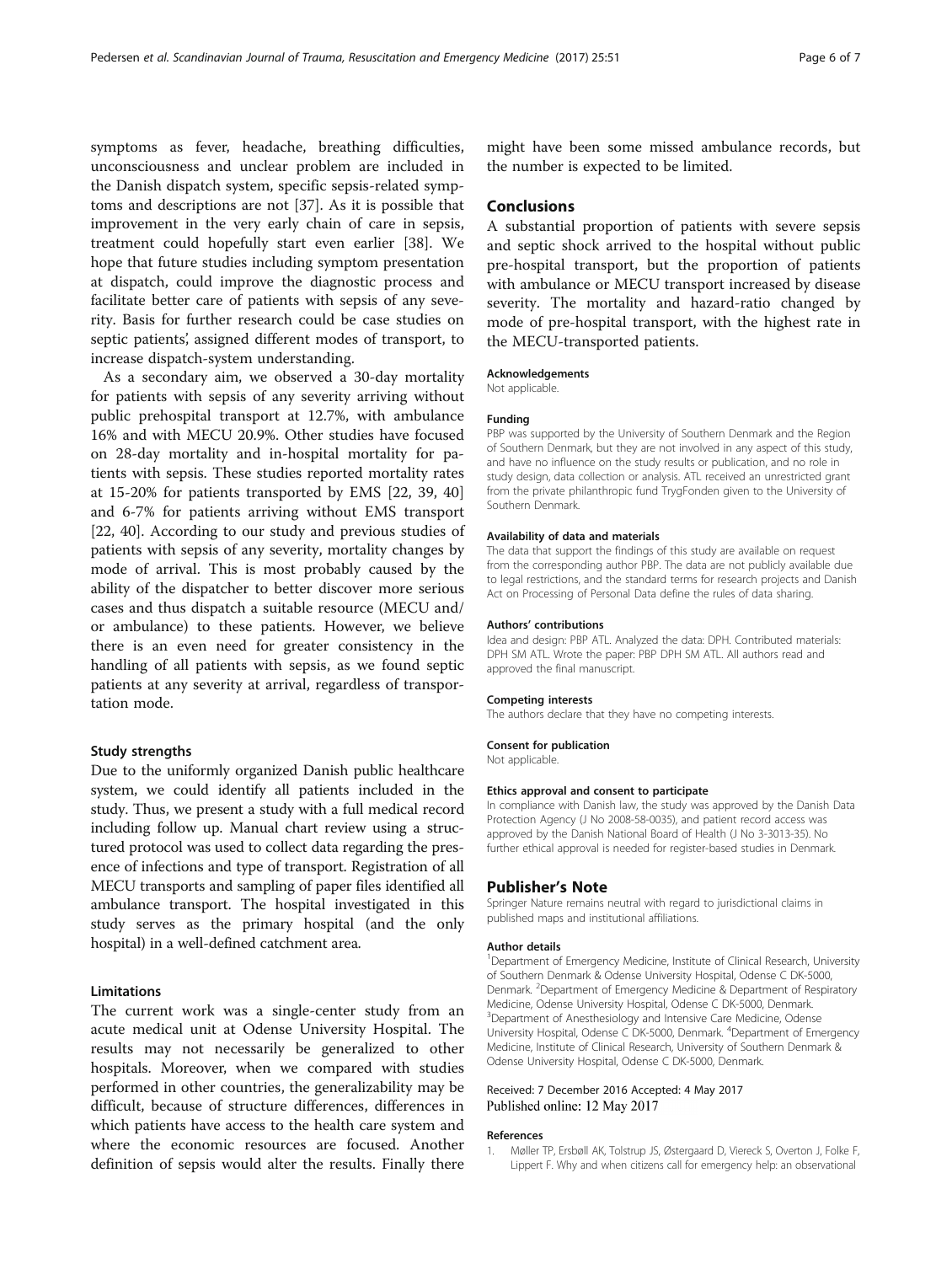symptoms as fever, headache, breathing difficulties, unconsciousness and unclear problem are included in the Danish dispatch system, specific sepsis-related symptoms and descriptions are not [37]. As it is possible that improvement in the very early chain of care in sepsis, treatment could hopefully start even earlier [38]. We hope that future studies including symptom presentation at dispatch, could improve the diagnostic process and facilitate better care of patients with sepsis of any severity. Basis for further research could be case studies on septic patients', assigned different modes of transport, to increase dispatch-system understanding.

As a secondary aim, we observed a 30-day mortality for patients with sepsis of any severity arriving without public prehospital transport at 12.7%, with ambulance 16% and with MECU 20.9%. Other studies have focused on 28-day mortality and in-hospital mortality for patients with sepsis. These studies reported mortality rates at 15-20% for patients transported by EMS [22, 39, 40] and 6-7% for patients arriving without EMS transport [22, 40]. According to our study and previous studies of patients with sepsis of any severity, mortality changes by mode of arrival. This is most probably caused by the ability of the dispatcher to better discover more serious cases and thus dispatch a suitable resource (MECU and/or ambulance) to these patients. However, we believe there is an even need for greater consistency in the handling of all patients with sepsis, as we found septic patients at any severity at arrival, regardless of transportation mode.

### Study strengths

Due to the uniformly organized Danish public healthcare system, we could identify all patients included in the study. Thus, we present a study with a full medical record including follow up. Manual chart review using a structured protocol was used to collect data regarding the presence of infections and type of transport. Registration of all MECU transports and sampling of paper files identified all ambulance transport. The hospital investigated in this study serves as the primary hospital (and the only hospital) in a well-defined catchment area.

### Limitations

The current work was a single-center study from an acute medical unit at Odense University Hospital. The results may not necessarily be generalized to other hospitals. Moreover, when we compared with studies performed in other countries, the generalizability may be difficult, because of structure differences, differences in which patients have access to the health care system and where the economic resources are focused. Another definition of sepsis would alter the results. Finally there might have been some missed ambulance records, but the number is expected to be limited.

## Conclusions

A substantial proportion of patients with severe sepsis and septic shock arrived to the hospital without public pre-hospital transport, but the proportion of patients with ambulance or MECU transport increased by disease severity. The mortality and hazard-ratio changed by mode of pre-hospital transport, with the highest rate in the MECU-transported patients.

#### Acknowledgements

Not applicable.

#### Funding

PBP was supported by the University of Southern Denmark and the Region of Southern Denmark, but they are not involved in any aspect of this study, and have no influence on the study results or publication, and no role in study design, data collection or analysis. ATL received an unrestricted grant from the private philanthropic fund TrygFonden given to the University of Southern Denmark.

#### Availability of data and materials

The data that support the findings of this study are available on request from the corresponding author PBP. The data are not publicly available due to legal restrictions, and the standard terms for research projects and Danish Act on Processing of Personal Data define the rules of data sharing.

#### Authors' contributions

Idea and design: PBP ATL. Analyzed the data: DPH. Contributed materials: DPH SM ATL. Wrote the paper: PBP DPH SM ATL. All authors read and approved the final manuscript.

#### Competing interests

The authors declare that they have no competing interests.

#### Consent for publication

Not applicable.

#### Ethics approval and consent to participate

In compliance with Danish law, the study was approved by the Danish Data Protection Agency (J No 2008-58-0035), and patient record access was approved by the Danish National Board of Health (J No 3-3013-35). No further ethical approval is needed for register-based studies in Denmark.

## Publisher's Note

Springer Nature remains neutral with regard to jurisdictional claims in published maps and institutional affiliations.

#### Author details

[1]Department of Emergency Medicine, Institute of Clinical Research, University of Southern Denmark & Odense University Hospital, Odense C DK-5000, Denmark. [2]Department of Emergency Medicine & Department of Respiratory Medicine, Odense University Hospital, Odense C DK-5000, Denmark. [3]Department of Anesthesiology and Intensive Care Medicine, Odense University Hospital, Odense C DK-5000, Denmark. [4]Department of Emergency Medicine, Institute of Clinical Research, University of Southern Denmark & Odense University Hospital, Odense C DK-5000, Denmark.

Received: 7 December 2016 Accepted: 4 May 2017
Published online: 12 May 2017

#### References

1. Møller TP, Ersbøll AK, Tolstrup JS, Østergaard D, Viereck S, Overton J, Folke F, Lippert F. Why and when citizens call for emergency help: an observational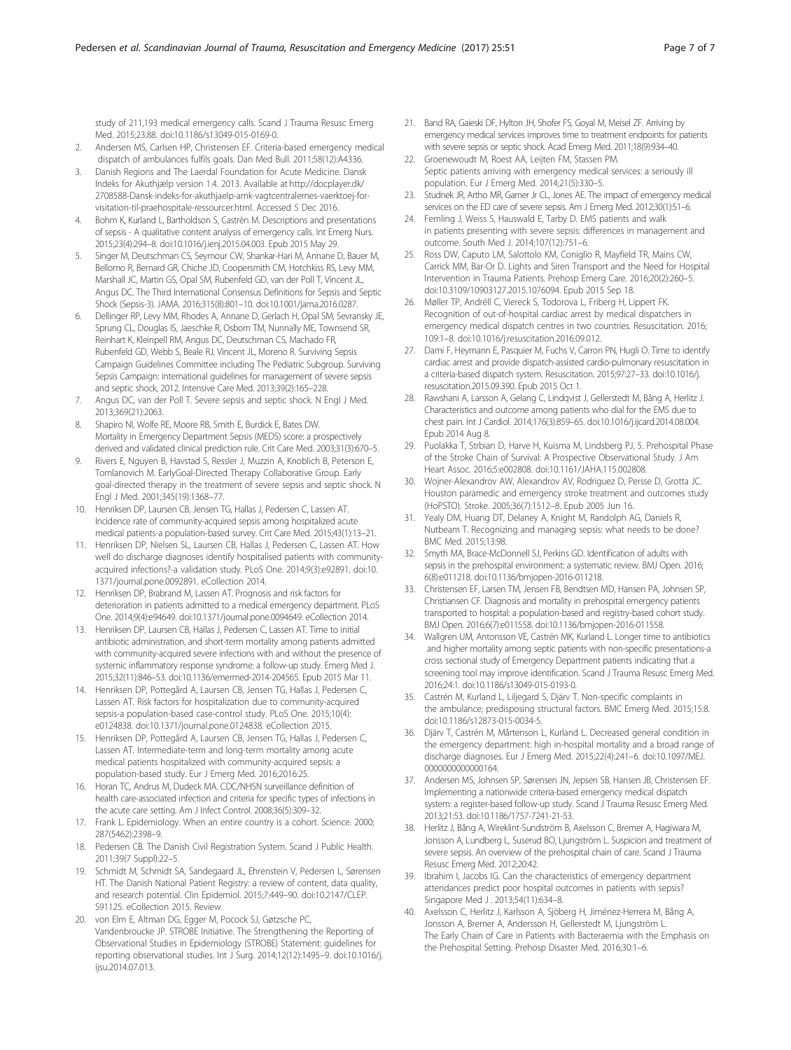study of 211,193 medical emergency calls. Scand J Trauma Resusc Emerg Med. 2015;23:88. doi:10.1186/s13049-015-0169-0.

2. Andersen MS, Carlsen HP, Christensen EF. Criteria-based emergency medical dispatch of ambulances fulfils goals. Dan Med Bull. 2011;58(12):A4336.
3. Danish Regions and The Laerdal Foundation for Acute Medicine. Dansk Indeks for Akuthjælp version 1.4. 2013. Available at http://docplayer.dk/2708588-Dansk-indeks-for-akuthjaelp-amk-vagtcentralernes-vaerktoej-for-visitation-til-praehospitale-ressourcer.html. Accessed 5 Dec 2016.
4. Bohm K, Kurland L, Bartholdson S, Castrèn M. Descriptions and presentations of sepsis - A qualitative content analysis of emergency calls. Int Emerg Nurs. 2015;23(4):294–8. doi:10.1016/j.ienj.2015.04.003. Epub 2015 May 29.
5. Singer M, Deutschman CS, Seymour CW, Shankar-Hari M, Annane D, Bauer M, Bellomo R, Bernard GR, Chiche JD, Coopersmith CM, Hotchkiss RS, Levy MM, Marshall JC, Martin GS, Opal SM, Rubenfeld GD, van der Poll T, Vincent JL, Angus DC. The Third International Consensus Definitions for Sepsis and Septic Shock (Sepsis-3). JAMA. 2016;315(8):801–10. doi:10.1001/jama.2016.0287.
6. Dellinger RP, Levy MM, Rhodes A, Annane D, Gerlach H, Opal SM, Sevransky JE, Sprung CL, Douglas IS, Jaeschke R, Osborn TM, Nunnally ME, Townsend SR, Reinhart K, Kleinpell RM, Angus DC, Deutschman CS, Machado FR, Rubenfeld GD, Webb S, Beale RJ, Vincent JL, Moreno R. Surviving Sepsis Campaign Guidelines Committee including The Pediatric Subgroup. Surviving Sepsis Campaign: international guidelines for management of severe sepsis and septic shock, 2012. Intensive Care Med. 2013;39(2):165–228.
7. Angus DC, van der Poll T. Severe sepsis and septic shock. N Engl J Med. 2013;369(21):2063.
8. Shapiro NI, Wolfe RE, Moore RB, Smith E, Burdick E, Bates DW. Mortality in Emergency Department Sepsis (MEDS) score: a prospectively derived and validated clinical prediction rule. Crit Care Med. 2003;31(3):670–5.
9. Rivers E, Nguyen B, Havstad S, Ressler J, Muzzin A, Knoblich B, Peterson E, Tomlanovich M. EarlyGoal-Directed Therapy Collaborative Group. Early goal-directed therapy in the treatment of severe sepsis and septic shock. N Engl J Med. 2001;345(19):1368–77.
10. Henriksen DP, Laursen CB, Jensen TG, Hallas J, Pedersen C, Lassen AT. Incidence rate of community-acquired sepsis among hospitalized acute medical patients-a population-based survey. Crit Care Med. 2015;43(1):13–21.
11. Henriksen DP, Nielsen SL, Laursen CB, Hallas J, Pedersen C, Lassen AT. How well do discharge diagnoses identify hospitalised patients with community-acquired infections?-a validation study. PLoS One. 2014;9(3):e92891. doi:10.1371/journal.pone.0092891. eCollection 2014.
12. Henriksen DP, Brabrand M, Lassen AT. Prognosis and risk factors for deterioration in patients admitted to a medical emergency department. PLoS One. 2014;9(4):e94649. doi:10.1371/journal.pone.0094649. eCollection 2014.
13. Henriksen DP, Laursen CB, Hallas J, Pedersen C, Lassen AT. Time to initial antibiotic administration, and short-term mortality among patients admitted with community-acquired severe infections with and without the presence of systemic inflammatory response syndrome: a follow-up study. Emerg Med J. 2015;32(11):846–53. doi:10.1136/emermed-2014-204565. Epub 2015 Mar 11.
14. Henriksen DP, Pottegård A, Laursen CB, Jensen TG, Hallas J, Pedersen C, Lassen AT. Risk factors for hospitalization due to community-acquired sepsis-a population-based case-control study. PLoS One. 2015;10(4):e0124838. doi:10.1371/journal.pone.0124838. eCollection 2015.
15. Henriksen DP, Pottegård A, Laursen CB, Jensen TG, Hallas J, Pedersen C, Lassen AT. Intermediate-term and long-term mortality among acute medical patients hospitalized with community-acquired sepsis: a population-based study. Eur J Emerg Med. 2016;2016:25.
16. Horan TC, Andrus M, Dudeck MA. CDC/NHSN surveillance definition of health care-associated infection and criteria for specific types of infections in the acute care setting. Am J Infect Control. 2008;36(5):309–32.
17. Frank L. Epidemiology. When an entire country is a cohort. Science. 2000;287(5462):2398–9.
18. Pedersen CB. The Danish Civil Registration System. Scand J Public Health. 2011;39(7 Suppl):22–5.
19. Schmidt M, Schmidt SA, Sandegaard JL, Ehrenstein V, Pedersen L, Sørensen HT. The Danish National Patient Registry: a review of content, data quality, and research potential. Clin Epidemiol. 2015;7:449–90. doi:10.2147/CLEP.S91125. eCollection 2015. Review.
20. von Elm E, Altman DG, Egger M, Pocock SJ, Gøtzsche PC, Vandenbroucke JP. STROBE Initiative. The Strengthening the Reporting of Observational Studies in Epidemiology (STROBE) Statement: guidelines for reporting observational studies. Int J Surg. 2014;12(12):1495–9. doi:10.1016/j.ijsu.2014.07.013.
21. Band RA, Gaieski DF, Hylton JH, Shofer FS, Goyal M, Meisel ZF. Arriving by emergency medical services improves time to treatment endpoints for patients with severe sepsis or septic shock. Acad Emerg Med. 2011;18(9):934–40.
22. Groenewoudt M, Roest AA, Leijten FM, Stassen PM. Septic patients arriving with emergency medical services: a seriously ill population. Eur J Emerg Med. 2014;21(5):330–5.
23. Studnek JR, Artho MR, Garner Jr CL, Jones AE. The impact of emergency medical services on the ED care of severe sepsis. Am J Emerg Med. 2012;30(1):51–6.
24. Femling J, Weiss S, Hauswald E, Tarby D. EMS patients and walk in patients presenting with severe sepsis: differences in management and outcome. South Med J. 2014;107(12):751–6.
25. Ross DW, Caputo LM, Salottolo KM, Coniglio R, Mayfield TR, Mains CW, Carrick MM, Bar-Or D. Lights and Siren Transport and the Need for Hospital Intervention in Trauma Patients. Prehosp Emerg Care. 2016;20(2):260–5. doi:10.3109/10903127.2015.1076094. Epub 2015 Sep 18.
26. Møller TP, Andréll C, Viereck S, Todorova L, Friberg H, Lippert FK. Recognition of out-of-hospital cardiac arrest by medical dispatchers in emergency medical dispatch centres in two countries. Resuscitation. 2016;109:1–8. doi:10.1016/j.resuscitation.2016.09.012.
27. Dami F, Heymann E, Pasquier M, Fuchs V, Carron PN, Hugli O. Time to identify cardiac arrest and provide dispatch-assisted cardio-pulmonary resuscitation in a criteria-based dispatch system. Resuscitation. 2015;97:27–33. doi:10.1016/j.resuscitation.2015.09.390. Epub 2015 Oct 1.
28. Rawshani A, Larsson A, Gelang C, Lindqvist J, Gellerstedt M, Bång A, Herlitz J. Characteristics and outcome among patients who dial for the EMS due to chest pain. Int J Cardiol. 2014;176(3):859–65. doi:10.1016/j.ijcard.2014.08.004. Epub 2014 Aug 8.
29. Puolakka T, Strbian D, Harve H, Kuisma M, Lindsberg PJ, 5. Prehospital Phase of the Stroke Chain of Survival: A Prospective Observational Study. J Am Heart Assoc. 2016;5:e002808. doi:10.1161/JAHA.115.002808.
30. Wojner-Alexandrov AW, Alexandrov AV, Rodriguez D, Persse D, Grotta JC. Houston paramedic and emergency stroke treatment and outcomes study (HoPSTO). Stroke. 2005;36(7):1512–8. Epub 2005 Jun 16.
31. Yealy DM, Huang DT, Delaney A, Knight M, Randolph AG, Daniels R, Nutbeam T. Recognizing and managing sepsis: what needs to be done? BMC Med. 2015;13:98.
32. Smyth MA, Brace-McDonnell SJ, Perkins GD. Identification of adults with sepsis in the prehospital environment: a systematic review. BMJ Open. 2016;6(8):e011218. doi:10.1136/bmjopen-2016-011218.
33. Christensen EF, Larsen TM, Jensen FB, Bendtsen MD, Hansen PA, Johnsen SP, Christiansen CF. Diagnosis and mortality in prehospital emergency patients transported to hospital: a population-based and registry-based cohort study. BMJ Open. 2016;6(7):e011558. doi:10.1136/bmjopen-2016-011558.
34. Wallgren UM, Antonsson VE, Castrén MK, Kurland L. Longer time to antibiotics and higher mortality among septic patients with non-specific presentations-a cross sectional study of Emergency Department patients indicating that a screening tool may improve identification. Scand J Trauma Resusc Emerg Med. 2016;24:1. doi:10.1186/s13049-015-0193-0.
35. Castrén M, Kurland L, Liljegard S, Djärv T. Non-specific complaints in the ambulance; predisposing structural factors. BMC Emerg Med. 2015;15:8. doi:10.1186/s12873-015-0034-5.
36. Djärv T, Castrén M, Mårtenson L, Kurland L. Decreased general condition in the emergency department: high in-hospital mortality and a broad range of discharge diagnoses. Eur J Emerg Med. 2015;22(4):241–6. doi:10.1097/MEJ.0000000000000164.
37. Andersen MS, Johnsen SP, Sørensen JN, Jepsen SB, Hansen JB, Christensen EF. Implementing a nationwide criteria-based emergency medical dispatch system: a register-based follow-up study. Scand J Trauma Resusc Emerg Med. 2013;21:53. doi:10.1186/1757-7241-21-53.
38. Herlitz J, Bång A, Wireklint-Sundström B, Axelsson C, Bremer A, Hagiwara M, Jonsson A, Lundberg L, Suserud BO, Ljungström L. Suspicion and treatment of severe sepsis. An overview of the prehospital chain of care. Scand J Trauma Resusc Emerg Med. 2012;20:42.
39. Ibrahim I, Jacobs IG. Can the characteristics of emergency department attendances predict poor hospital outcomes in patients with sepsis? Singapore Med J . 2013;54(11):634–8.
40. Axelsson C, Herlitz J, Karlsson A, Sjöberg H, Jiménez-Herrera M, Bång A, Jonsson A, Bremer A, Andersson H, Gellerstedt M, Ljungström L. The Early Chain of Care in Patients with Bacteraemia with the Emphasis on the Prehospital Setting. Prehosp Disaster Med. 2016;30:1–6.